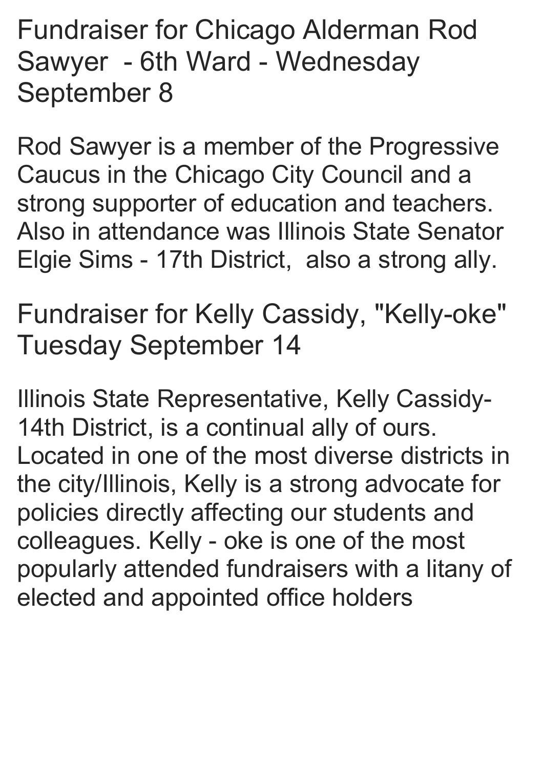## Fundraiser for Chicago Alderman Rod Sawyer - 6th Ward - Wednesday September 8

Rod Sawyer is a member of the Progressive Caucus in the Chicago City Council and a strong supporter of education and teachers. Also in attendance was Illinois State Senator Elgie Sims - 17th District, also a strong ally.

## Fundraiser for Kelly Cassidy, "Kelly-oke" Tuesday September 14

Illinois State Representative, Kelly Cassidy- 14th District, is a continual ally of ours. Located in one of the most diverse districts in the city/Illinois, Kelly is a strong advocate for policies directly affecting our students and colleagues. Kelly - oke is one of the most popularly attended fundraisers with a litany of elected and appointed office holders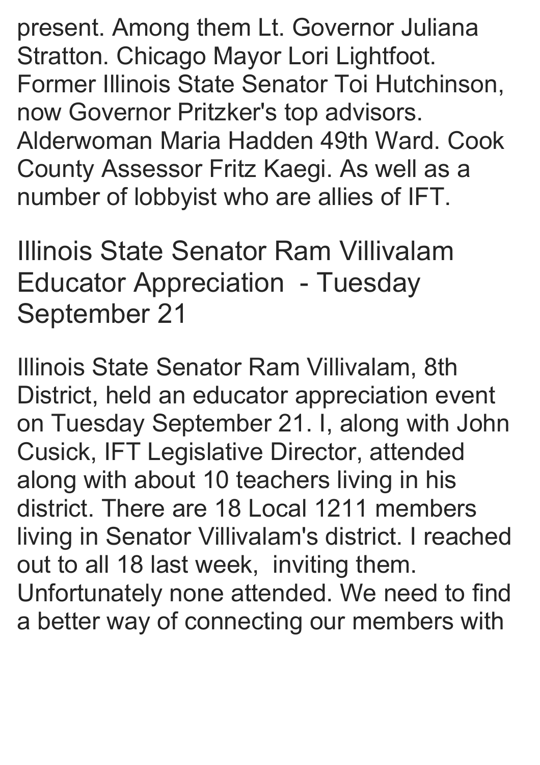present. Among them Lt. Governor Juliana Stratton. Chicago Mayor Lori Lightfoot. Former Illinois State Senator Toi Hutchinson, now Governor Pritzker's top advisors. Alderwoman Maria Hadden 49th Ward. Cook County Assessor Fritz Kaegi. As well as a number of lobbyist who are allies of IFT.

## Illinois State Senator Ram Villivalam Educator Appreciation - Tuesday September 21

Illinois State Senator Ram Villivalam, 8th District, held an educator appreciation event on Tuesday September 21. I, along with John Cusick, IFT Legislative Director, attended along with about 10 teachers living in his district. There are 18 Local 1211 members living in Senator Villivalam's district. I reached out to all 18 last week, inviting them. Unfortunately none attended. We need to find a better way of connecting our members with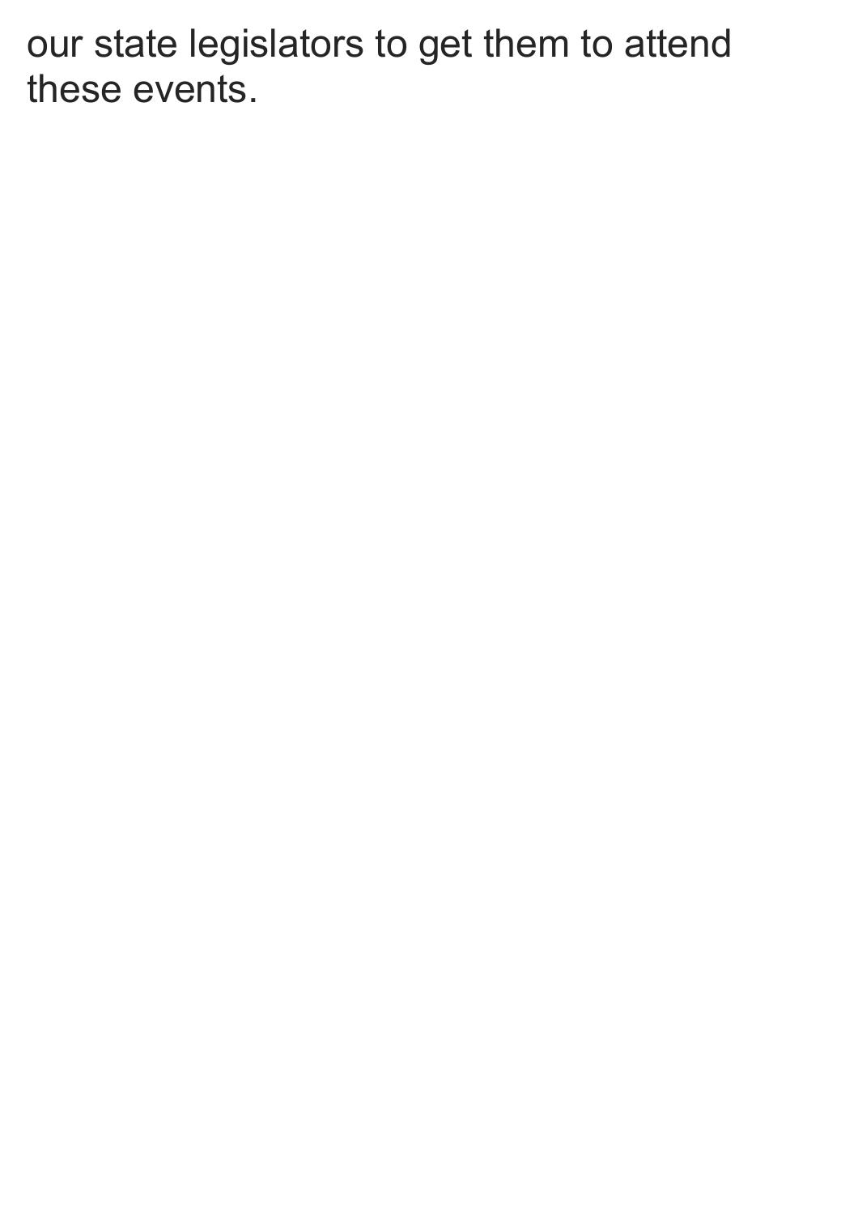our state legislators to get them to attend these events.